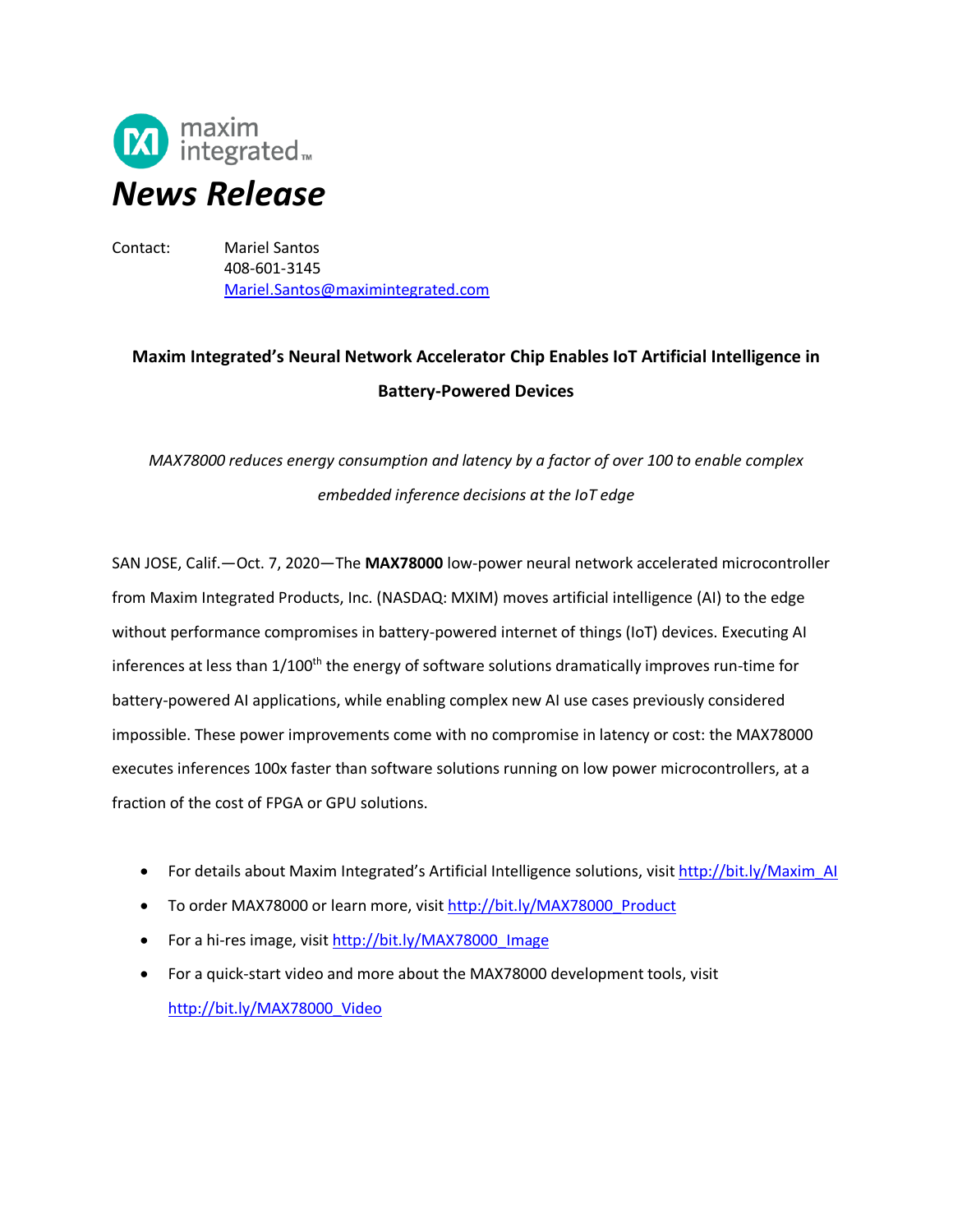maxim integrated™

# News Release

Contact: Mariel Santos
408-601-3145
Mariel.Santos@maximintegrated.com

## Maxim Integrated's Neural Network Accelerator Chip Enables IoT Artificial Intelligence in Battery-Powered Devices

*MAX78000 reduces energy consumption and latency by a factor of over 100 to enable complex embedded inference decisions at the IoT edge*

SAN JOSE, Calif.—Oct. 7, 2020—The **MAX78000** low-power neural network accelerated microcontroller from Maxim Integrated Products, Inc. (NASDAQ: MXIM) moves artificial intelligence (AI) to the edge without performance compromises in battery-powered internet of things (IoT) devices. Executing AI inferences at less than 1/100th the energy of software solutions dramatically improves run-time for battery-powered AI applications, while enabling complex new AI use cases previously considered impossible. These power improvements come with no compromise in latency or cost: the MAX78000 executes inferences 100x faster than software solutions running on low power microcontrollers, at a fraction of the cost of FPGA or GPU solutions.

- For details about Maxim Integrated's Artificial Intelligence solutions, visit http://bit.ly/Maxim_AI
- To order MAX78000 or learn more, visit http://bit.ly/MAX78000_Product
- For a hi-res image, visit http://bit.ly/MAX78000_Image
- For a quick-start video and more about the MAX78000 development tools, visit http://bit.ly/MAX78000_Video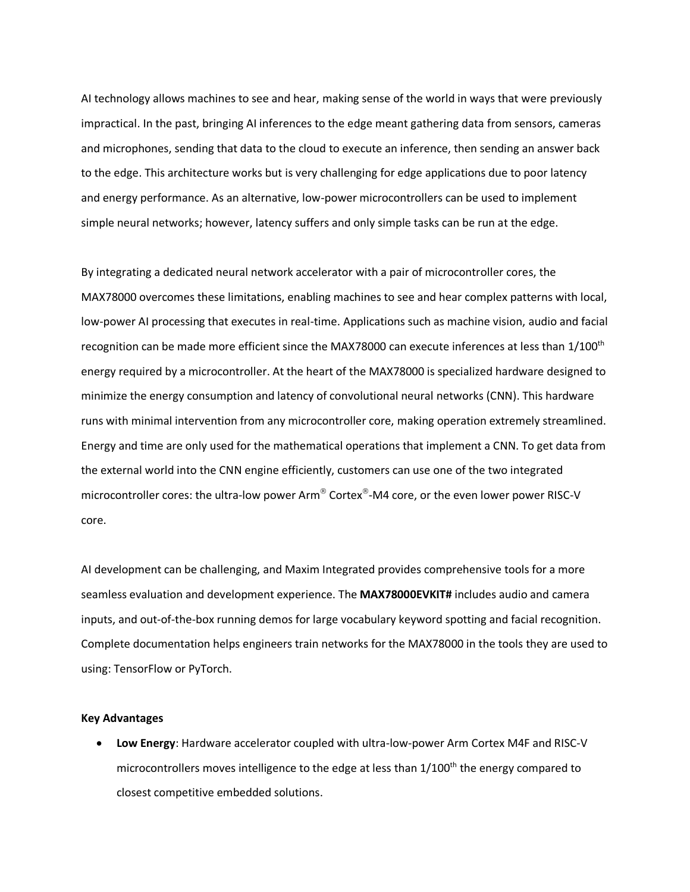AI technology allows machines to see and hear, making sense of the world in ways that were previously impractical. In the past, bringing AI inferences to the edge meant gathering data from sensors, cameras and microphones, sending that data to the cloud to execute an inference, then sending an answer back to the edge. This architecture works but is very challenging for edge applications due to poor latency and energy performance. As an alternative, low-power microcontrollers can be used to implement simple neural networks; however, latency suffers and only simple tasks can be run at the edge.

By integrating a dedicated neural network accelerator with a pair of microcontroller cores, the MAX78000 overcomes these limitations, enabling machines to see and hear complex patterns with local, low-power AI processing that executes in real-time. Applications such as machine vision, audio and facial recognition can be made more efficient since the MAX78000 can execute inferences at less than 1/100th energy required by a microcontroller. At the heart of the MAX78000 is specialized hardware designed to minimize the energy consumption and latency of convolutional neural networks (CNN). This hardware runs with minimal intervention from any microcontroller core, making operation extremely streamlined. Energy and time are only used for the mathematical operations that implement a CNN. To get data from the external world into the CNN engine efficiently, customers can use one of the two integrated microcontroller cores: the ultra-low power Arm® Cortex®-M4 core, or the even lower power RISC-V core.

AI development can be challenging, and Maxim Integrated provides comprehensive tools for a more seamless evaluation and development experience. The **MAX78000EVKIT#** includes audio and camera inputs, and out-of-the-box running demos for large vocabulary keyword spotting and facial recognition. Complete documentation helps engineers train networks for the MAX78000 in the tools they are used to using: TensorFlow or PyTorch.

**Key Advantages**

- **Low Energy**: Hardware accelerator coupled with ultra-low-power Arm Cortex M4F and RISC-V microcontrollers moves intelligence to the edge at less than 1/100th the energy compared to closest competitive embedded solutions.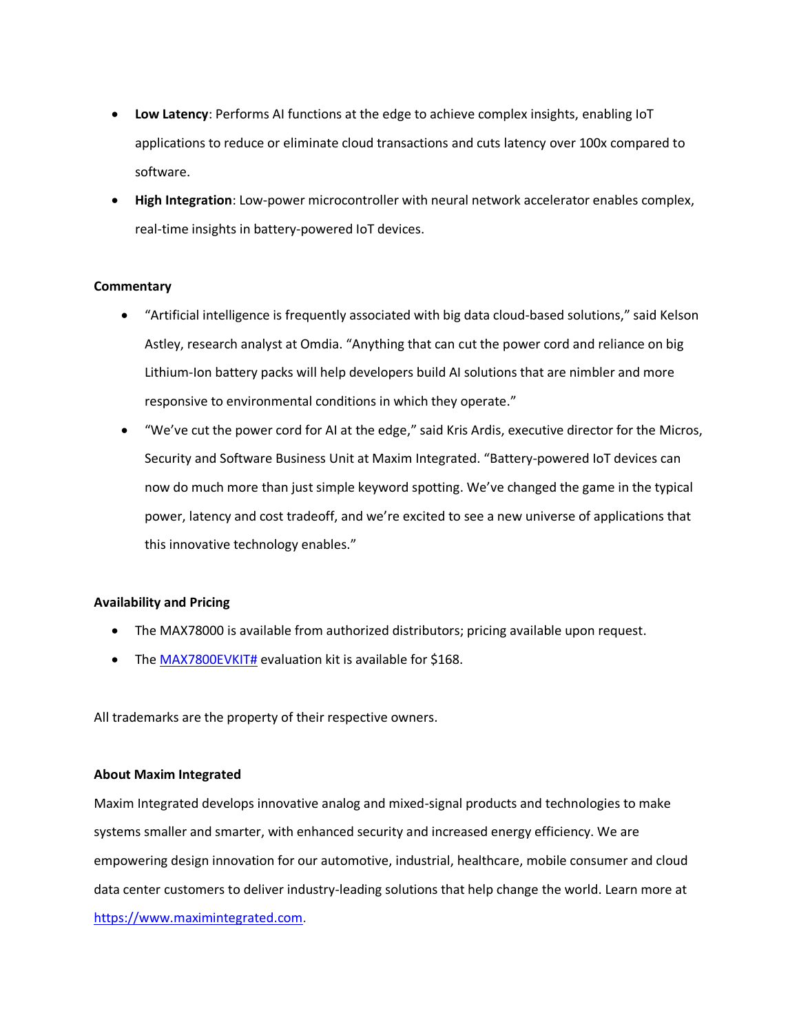- **Low Latency**: Performs AI functions at the edge to achieve complex insights, enabling IoT applications to reduce or eliminate cloud transactions and cuts latency over 100x compared to software.
- **High Integration**: Low-power microcontroller with neural network accelerator enables complex, real-time insights in battery-powered IoT devices.

**Commentary**

- “Artificial intelligence is frequently associated with big data cloud-based solutions,” said Kelson Astley, research analyst at Omdia. “Anything that can cut the power cord and reliance on big Lithium-Ion battery packs will help developers build AI solutions that are nimbler and more responsive to environmental conditions in which they operate.”
- “We’ve cut the power cord for AI at the edge,” said Kris Ardis, executive director for the Micros, Security and Software Business Unit at Maxim Integrated. “Battery-powered IoT devices can now do much more than just simple keyword spotting. We’ve changed the game in the typical power, latency and cost tradeoff, and we’re excited to see a new universe of applications that this innovative technology enables.”

**Availability and Pricing**

- The MAX78000 is available from authorized distributors; pricing available upon request.
- The MAX7800EVKIT# evaluation kit is available for $168.

All trademarks are the property of their respective owners.

**About Maxim Integrated**

Maxim Integrated develops innovative analog and mixed-signal products and technologies to make systems smaller and smarter, with enhanced security and increased energy efficiency. We are empowering design innovation for our automotive, industrial, healthcare, mobile consumer and cloud data center customers to deliver industry-leading solutions that help change the world. Learn more at https://www.maximintegrated.com.